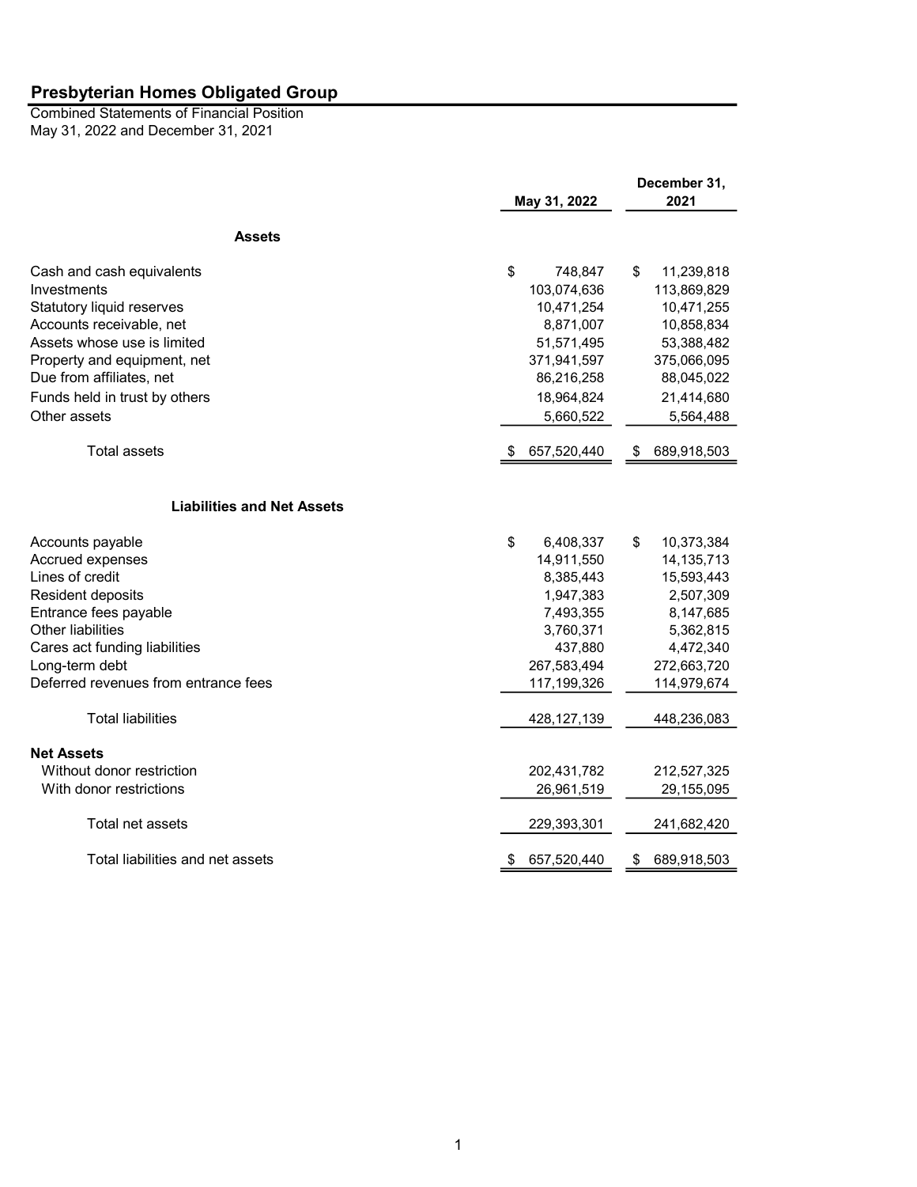# Presbyterian Homes Obligated Group

Combined Statements of Financial Position
May 31, 2022 and December 31, 2021

| | May 31, 2022 | December 31, 2021 |
|---|---|---|
| **Assets** | | |
| Cash and cash equivalents | $ 748,847 | $ 11,239,818 |
| Investments | 103,074,636 | 113,869,829 |
| Statutory liquid reserves | 10,471,254 | 10,471,255 |
| Accounts receivable, net | 8,871,007 | 10,858,834 |
| Assets whose use is limited | 51,571,495 | 53,388,482 |
| Property and equipment, net | 371,941,597 | 375,066,095 |
| Due from affiliates, net | 86,216,258 | 88,045,022 |
| Funds held in trust by others | 18,964,824 | 21,414,680 |
| Other assets | 5,660,522 | 5,564,488 |
| Total assets | $ 657,520,440 | $ 689,918,503 |
| **Liabilities and Net Assets** | | |
| Accounts payable | $ 6,408,337 | $ 10,373,384 |
| Accrued expenses | 14,911,550 | 14,135,713 |
| Lines of credit | 8,385,443 | 15,593,443 |
| Resident deposits | 1,947,383 | 2,507,309 |
| Entrance fees payable | 7,493,355 | 8,147,685 |
| Other liabilities | 3,760,371 | 5,362,815 |
| Cares act funding liabilities | 437,880 | 4,472,340 |
| Long-term debt | 267,583,494 | 272,663,720 |
| Deferred revenues from entrance fees | 117,199,326 | 114,979,674 |
| Total liabilities | 428,127,139 | 448,236,083 |
| **Net Assets** | | |
| Without donor restriction | 202,431,782 | 212,527,325 |
| With donor restrictions | 26,961,519 | 29,155,095 |
| Total net assets | 229,393,301 | 241,682,420 |
| Total liabilities and net assets | $ 657,520,440 | $ 689,918,503 |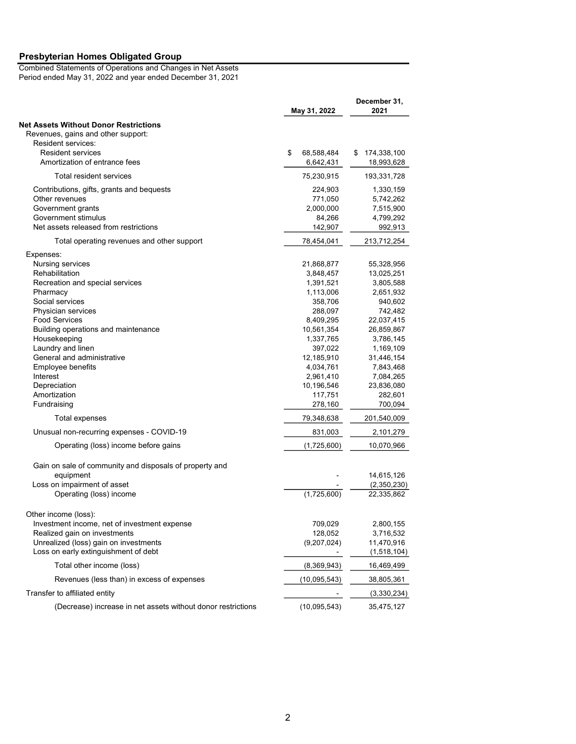## Presbyterian Homes Obligated Group

Combined Statements of Operations and Changes in Net Assets
Period ended May 31, 2022 and year ended December 31, 2021

| | May 31, 2022 | December 31, 2021 |
|---|---|---|
| **Net Assets Without Donor Restrictions** | | |
| Revenues, gains and other support: | | |
| Resident services: | | |
| Resident services | $ 68,588,484 | $ 174,338,100 |
| Amortization of entrance fees | 6,642,431 | 18,993,628 |
| Total resident services | 75,230,915 | 193,331,728 |
| Contributions, gifts, grants and bequests | 224,903 | 1,330,159 |
| Other revenues | 771,050 | 5,742,262 |
| Government grants | 2,000,000 | 7,515,900 |
| Government stimulus | 84,266 | 4,799,292 |
| Net assets released from restrictions | 142,907 | 992,913 |
| Total operating revenues and other support | 78,454,041 | 213,712,254 |
| Expenses: | | |
| Nursing services | 21,868,877 | 55,328,956 |
| Rehabilitation | 3,848,457 | 13,025,251 |
| Recreation and special services | 1,391,521 | 3,805,588 |
| Pharmacy | 1,113,006 | 2,651,932 |
| Social services | 358,706 | 940,602 |
| Physician services | 288,097 | 742,482 |
| Food Services | 8,409,295 | 22,037,415 |
| Building operations and maintenance | 10,561,354 | 26,859,867 |
| Housekeeping | 1,337,765 | 3,786,145 |
| Laundry and linen | 397,022 | 1,169,109 |
| General and administrative | 12,185,910 | 31,446,154 |
| Employee benefits | 4,034,761 | 7,843,468 |
| Interest | 2,961,410 | 7,084,265 |
| Depreciation | 10,196,546 | 23,836,080 |
| Amortization | 117,751 | 282,601 |
| Fundraising | 278,160 | 700,094 |
| Total expenses | 79,348,638 | 201,540,009 |
| Unusual non-recurring expenses - COVID-19 | 831,003 | 2,101,279 |
| Operating (loss) income before gains | (1,725,600) | 10,070,966 |
| Gain on sale of community and disposals of property and equipment | - | 14,615,126 |
| Loss on impairment of asset | - | (2,350,230) |
| Operating (loss) income | (1,725,600) | 22,335,862 |
| Other income (loss): | | |
| Investment income, net of investment expense | 709,029 | 2,800,155 |
| Realized gain on investments | 128,052 | 3,716,532 |
| Unrealized (loss) gain on investments | (9,207,024) | 11,470,916 |
| Loss on early extinguishment of debt | - | (1,518,104) |
| Total other income (loss) | (8,369,943) | 16,469,499 |
| Revenues (less than) in excess of expenses | (10,095,543) | 38,805,361 |
| Transfer to affiliated entity | - | (3,330,234) |
| (Decrease) increase in net assets without donor restrictions | (10,095,543) | 35,475,127 |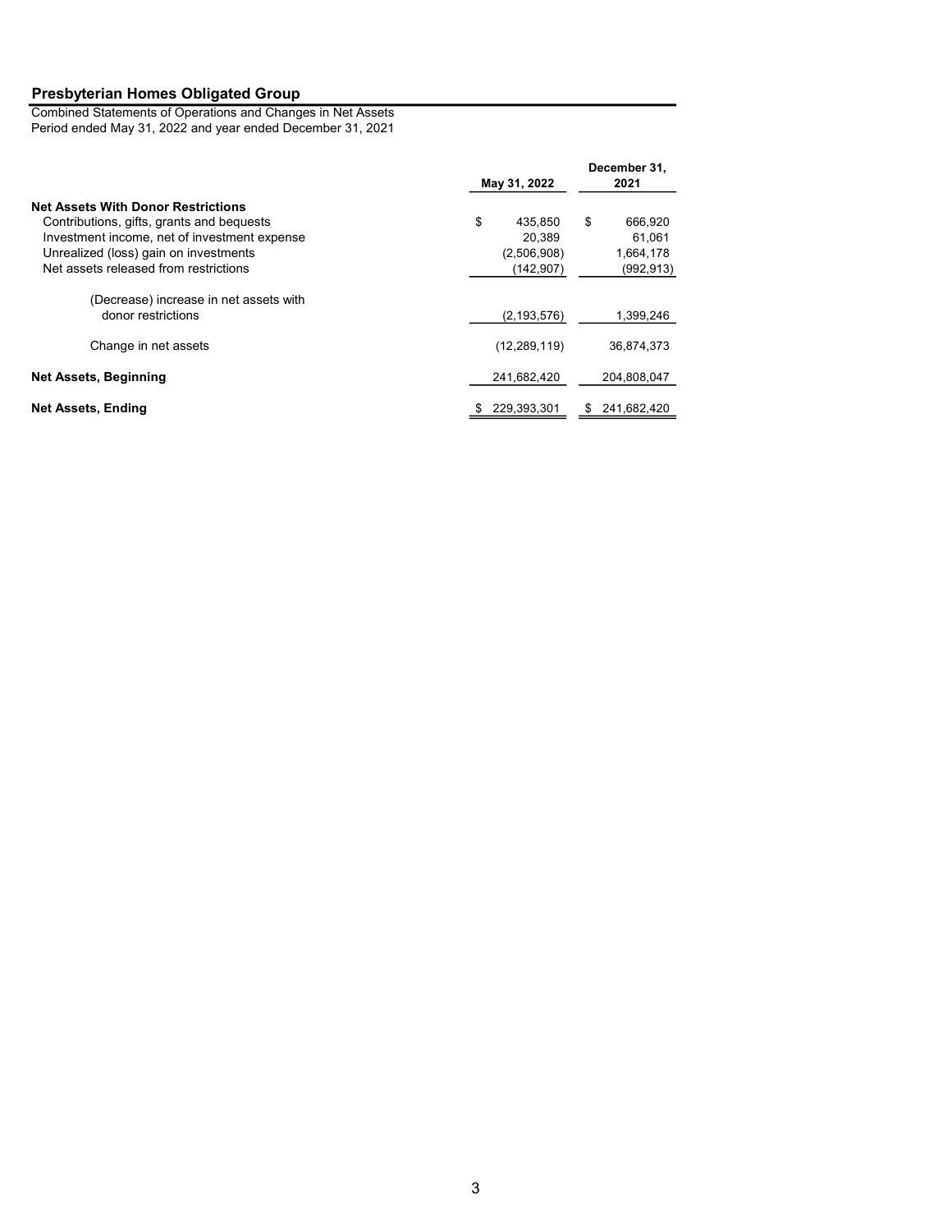## Presbyterian Homes Obligated Group

Combined Statements of Operations and Changes in Net Assets
Period ended May 31, 2022 and year ended December 31, 2021

| | May 31, 2022 | December 31, 2021 |
|---|---|---|
| **Net Assets With Donor Restrictions** | | |
| Contributions, gifts, grants and bequests | $ 435,850 | $ 666,920 |
| Investment income, net of investment expense | 20,389 | 61,061 |
| Unrealized (loss) gain on investments | (2,506,908) | 1,664,178 |
| Net assets released from restrictions | (142,907) | (992,913) |
| (Decrease) increase in net assets with donor restrictions | (2,193,576) | 1,399,246 |
| Change in net assets | (12,289,119) | 36,874,373 |
| **Net Assets, Beginning** | 241,682,420 | 204,808,047 |
| **Net Assets, Ending** | $ 229,393,301 | $ 241,682,420 |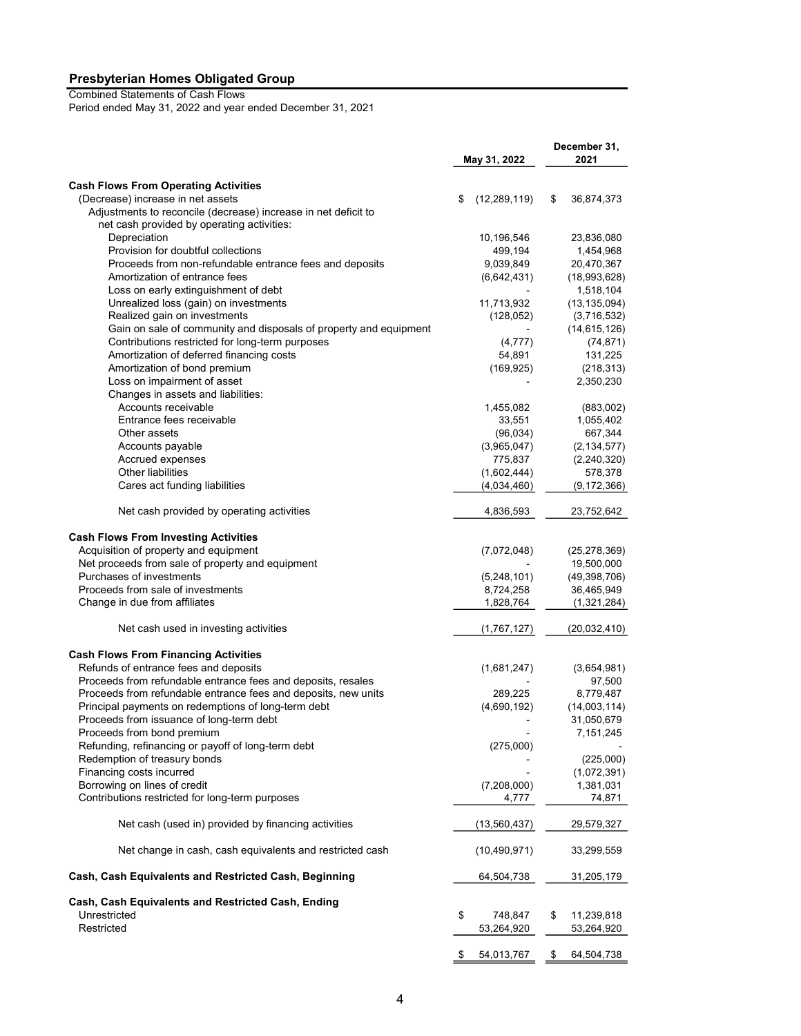## Presbyterian Homes Obligated Group

Combined Statements of Cash Flows
Period ended May 31, 2022 and year ended December 31, 2021

| | May 31, 2022 | December 31, 2021 |
|---|---|---|
| **Cash Flows From Operating Activities** | | |
| (Decrease) increase in net assets | $ (12,289,119) | $ 36,874,373 |
| Adjustments to reconcile (decrease) increase in net deficit to net cash provided by operating activities: | | |
| Depreciation | 10,196,546 | 23,836,080 |
| Provision for doubtful collections | 499,194 | 1,454,968 |
| Proceeds from non-refundable entrance fees and deposits | 9,039,849 | 20,470,367 |
| Amortization of entrance fees | (6,642,431) | (18,993,628) |
| Loss on early extinguishment of debt | - | 1,518,104 |
| Unrealized loss (gain) on investments | 11,713,932 | (13,135,094) |
| Realized gain on investments | (128,052) | (3,716,532) |
| Gain on sale of community and disposals of property and equipment | - | (14,615,126) |
| Contributions restricted for long-term purposes | (4,777) | (74,871) |
| Amortization of deferred financing costs | 54,891 | 131,225 |
| Amortization of bond premium | (169,925) | (218,313) |
| Loss on impairment of asset | - | 2,350,230 |
| Changes in assets and liabilities: | | |
| Accounts receivable | 1,455,082 | (883,002) |
| Entrance fees receivable | 33,551 | 1,055,402 |
| Other assets | (96,034) | 667,344 |
| Accounts payable | (3,965,047) | (2,134,577) |
| Accrued expenses | 775,837 | (2,240,320) |
| Other liabilities | (1,602,444) | 578,378 |
| Cares act funding liabilities | (4,034,460) | (9,172,366) |
| Net cash provided by operating activities | 4,836,593 | 23,752,642 |
| **Cash Flows From Investing Activities** | | |
| Acquisition of property and equipment | (7,072,048) | (25,278,369) |
| Net proceeds from sale of property and equipment | - | 19,500,000 |
| Purchases of investments | (5,248,101) | (49,398,706) |
| Proceeds from sale of investments | 8,724,258 | 36,465,949 |
| Change in due from affiliates | 1,828,764 | (1,321,284) |
| Net cash used in investing activities | (1,767,127) | (20,032,410) |
| **Cash Flows From Financing Activities** | | |
| Refunds of entrance fees and deposits | (1,681,247) | (3,654,981) |
| Proceeds from refundable entrance fees and deposits, resales | - | 97,500 |
| Proceeds from refundable entrance fees and deposits, new units | 289,225 | 8,779,487 |
| Principal payments on redemptions of long-term debt | (4,690,192) | (14,003,114) |
| Proceeds from issuance of long-term debt | - | 31,050,679 |
| Proceeds from bond premium | - | 7,151,245 |
| Refunding, refinancing or payoff of long-term debt | (275,000) | - |
| Redemption of treasury bonds | - | (225,000) |
| Financing costs incurred | - | (1,072,391) |
| Borrowing on lines of credit | (7,208,000) | 1,381,031 |
| Contributions restricted for long-term purposes | 4,777 | 74,871 |
| Net cash (used in) provided by financing activities | (13,560,437) | 29,579,327 |
| Net change in cash, cash equivalents and restricted cash | (10,490,971) | 33,299,559 |
| **Cash, Cash Equivalents and Restricted Cash, Beginning** | 64,504,738 | 31,205,179 |
| **Cash, Cash Equivalents and Restricted Cash, Ending** | | |
| Unrestricted | $ 748,847 | $ 11,239,818 |
| Restricted | 53,264,920 | 53,264,920 |
| | $ 54,013,767 | $ 64,504,738 |